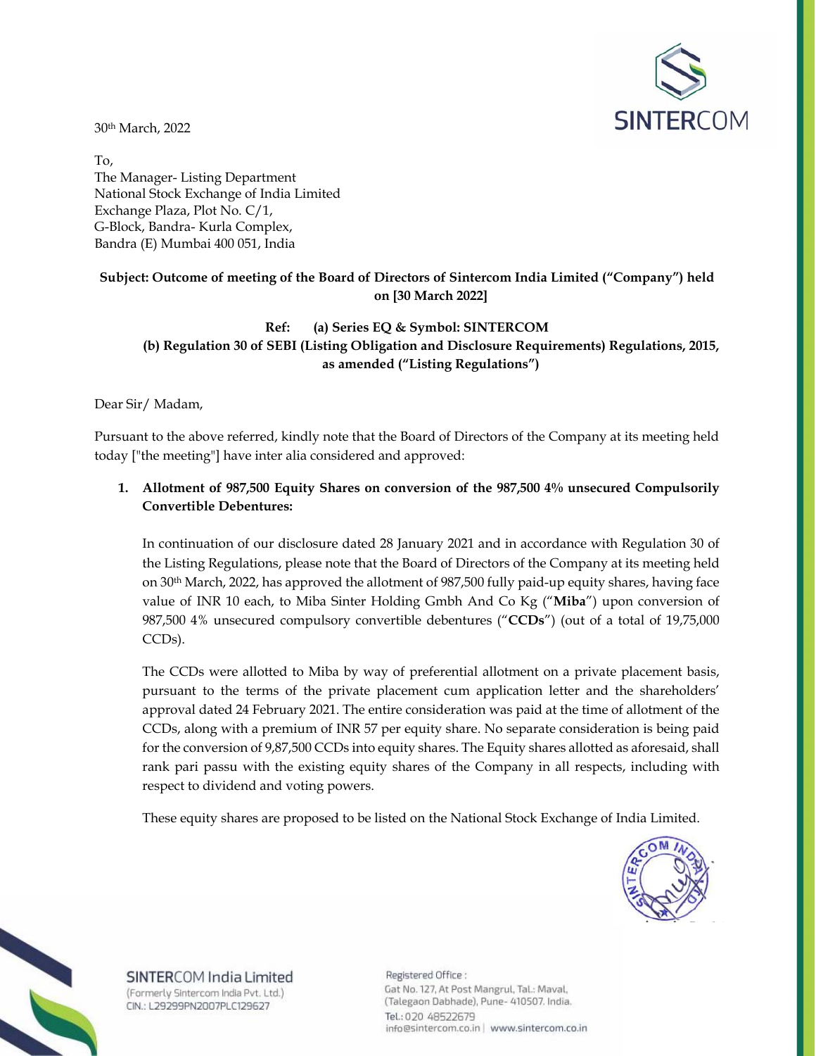30th March, 2022

To,
The Manager- Listing Department
National Stock Exchange of India Limited
Exchange Plaza, Plot No. C/1,
G-Block, Bandra- Kurla Complex,
Bandra (E) Mumbai 400 051, India

**Subject: Outcome of meeting of the Board of Directors of Sintercom India Limited ("Company") held on [30 March 2022]**

**Ref: (a) Series EQ & Symbol: SINTERCOM**
**(b) Regulation 30 of SEBI (Listing Obligation and Disclosure Requirements) Regulations, 2015, as amended ("Listing Regulations")**

Dear Sir/ Madam,

Pursuant to the above referred, kindly note that the Board of Directors of the Company at its meeting held today ["the meeting"] have inter alia considered and approved:

1. **Allotment of 987,500 Equity Shares on conversion of the 987,500 4% unsecured Compulsorily Convertible Debentures:**

   In continuation of our disclosure dated 28 January 2021 and in accordance with Regulation 30 of the Listing Regulations, please note that the Board of Directors of the Company at its meeting held on 30th March, 2022, has approved the allotment of 987,500 fully paid-up equity shares, having face value of INR 10 each, to Miba Sinter Holding Gmbh And Co Kg ("**Miba**") upon conversion of 987,500 4% unsecured compulsory convertible debentures ("**CCDs**") (out of a total of 19,75,000 CCDs).

   The CCDs were allotted to Miba by way of preferential allotment on a private placement basis, pursuant to the terms of the private placement cum application letter and the shareholders' approval dated 24 February 2021. The entire consideration was paid at the time of allotment of the CCDs, along with a premium of INR 57 per equity share. No separate consideration is being paid for the conversion of 9,87,500 CCDs into equity shares. The Equity shares allotted as aforesaid, shall rank pari passu with the existing equity shares of the Company in all respects, including with respect to dividend and voting powers.

   These equity shares are proposed to be listed on the National Stock Exchange of India Limited.

SINTERCOM India Limited
(Formerly Sintercom India Pvt. Ltd.)
CIN.: L29299PN2007PLC129627

Registered Office :
Gat No. 127, At Post Mangrul, Tal.: Maval,
(Talegaon Dabhade), Pune- 410507. India.
Tel.: 020 48522679
info@sintercom.co.in | www.sintercom.co.in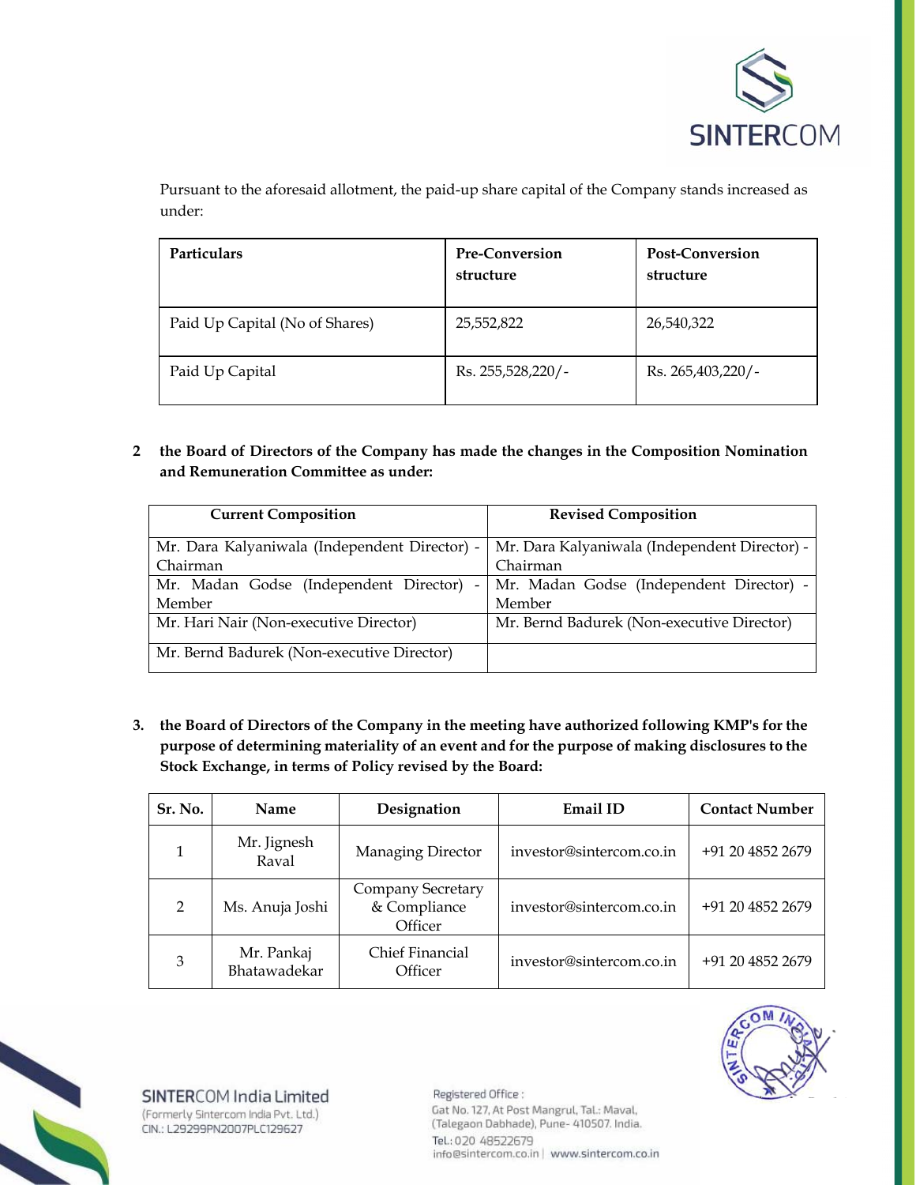Pursuant to the aforesaid allotment, the paid-up share capital of the Company stands increased as under:

| Particulars | Pre-Conversion structure | Post-Conversion structure |
|---|---|---|
| Paid Up Capital (No of Shares) | 25,552,822 | 26,540,322 |
| Paid Up Capital | Rs. 255,528,220/- | Rs. 265,403,220/- |

**2 the Board of Directors of the Company has made the changes in the Composition Nomination and Remuneration Committee as under:**

| Current Composition | Revised Composition |
|---|---|
| Mr. Dara Kalyaniwala (Independent Director) - Chairman | Mr. Dara Kalyaniwala (Independent Director) - Chairman |
| Mr. Madan Godse (Independent Director) - Member | Mr. Madan Godse (Independent Director) - Member |
| Mr. Hari Nair (Non-executive Director) | Mr. Bernd Badurek (Non-executive Director) |
| Mr. Bernd Badurek (Non-executive Director) | |

**3. the Board of Directors of the Company in the meeting have authorized following KMP's for the purpose of determining materiality of an event and for the purpose of making disclosures to the Stock Exchange, in terms of Policy revised by the Board:**

| Sr. No. | Name | Designation | Email ID | Contact Number |
|---|---|---|---|---|
| 1 | Mr. Jignesh Raval | Managing Director | investor@sintercom.co.in | +91 20 4852 2679 |
| 2 | Ms. Anuja Joshi | Company Secretary & Compliance Officer | investor@sintercom.co.in | +91 20 4852 2679 |
| 3 | Mr. Pankaj Bhatawadekar | Chief Financial Officer | investor@sintercom.co.in | +91 20 4852 2679 |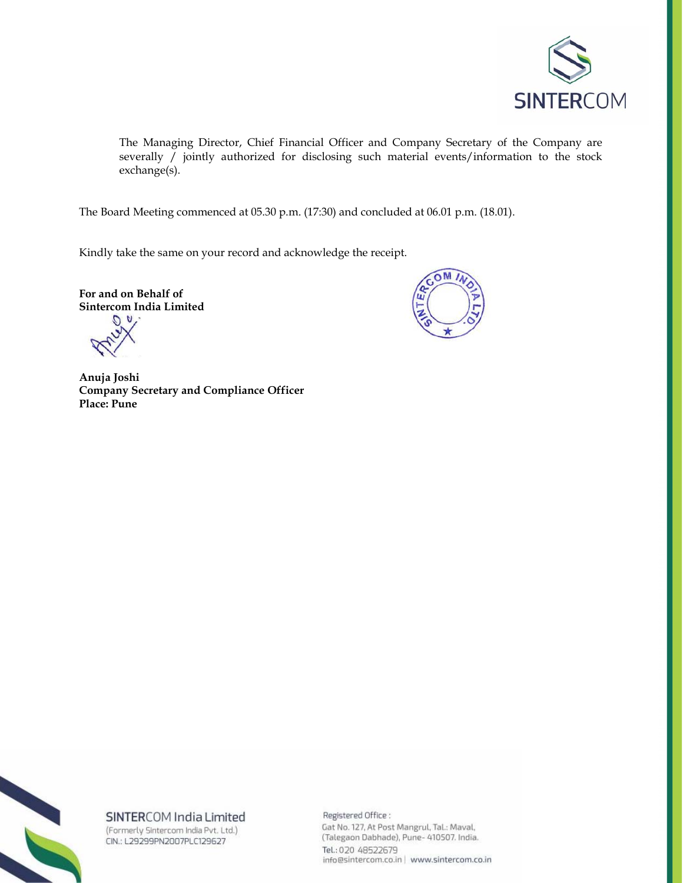The Managing Director, Chief Financial Officer and Company Secretary of the Company are severally / jointly authorized for disclosing such material events/information to the stock exchange(s).

The Board Meeting commenced at 05.30 p.m. (17:30) and concluded at 06.01 p.m. (18.01).

Kindly take the same on your record and acknowledge the receipt.

**For and on Behalf of**
**Sintercom India Limited**

**Anuja Joshi**
**Company Secretary and Compliance Officer**
**Place: Pune**